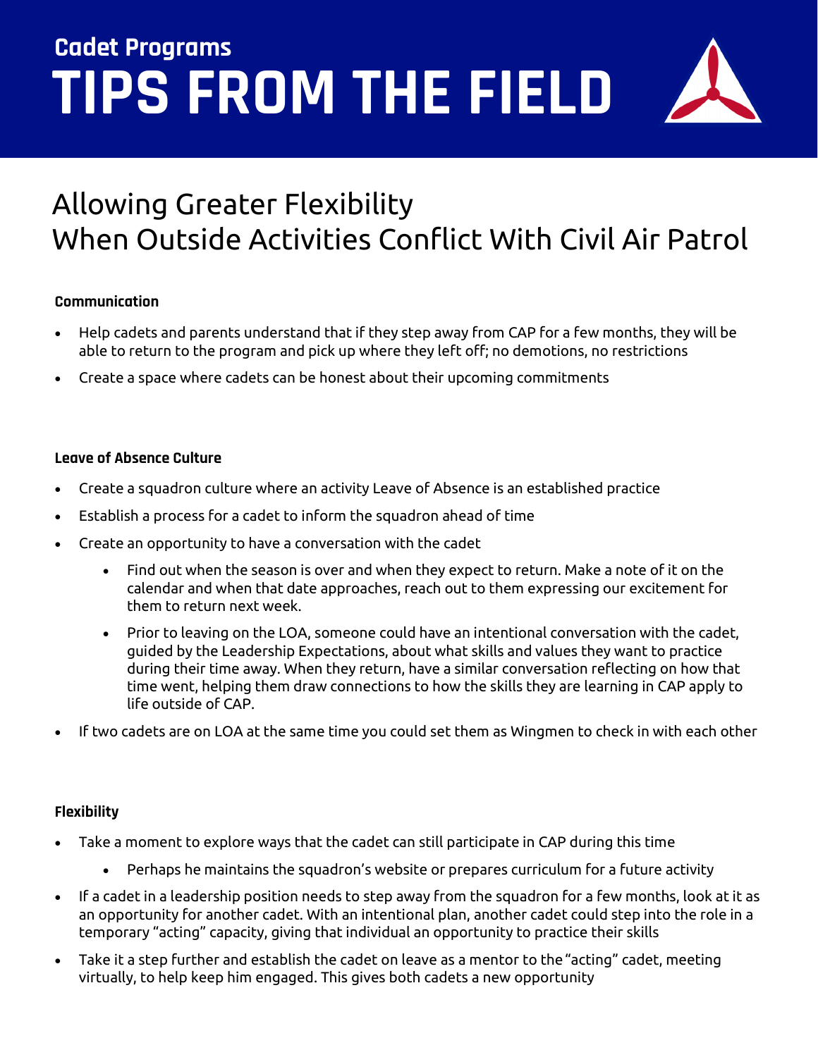# Cadet Programs
# TIPS FROM THE FIELD

## Allowing Greater Flexibility When Outside Activities Conflict With Civil Air Patrol

### Communication

- Help cadets and parents understand that if they step away from CAP for a few months, they will be able to return to the program and pick up where they left off; no demotions, no restrictions
- Create a space where cadets can be honest about their upcoming commitments

### Leave of Absence Culture

- Create a squadron culture where an activity Leave of Absence is an established practice
- Establish a process for a cadet to inform the squadron ahead of time
- Create an opportunity to have a conversation with the cadet
    - Find out when the season is over and when they expect to return. Make a note of it on the calendar and when that date approaches, reach out to them expressing our excitement for them to return next week.
    - Prior to leaving on the LOA, someone could have an intentional conversation with the cadet, guided by the Leadership Expectations, about what skills and values they want to practice during their time away. When they return, have a similar conversation reflecting on how that time went, helping them draw connections to how the skills they are learning in CAP apply to life outside of CAP.
- If two cadets are on LOA at the same time you could set them as Wingmen to check in with each other

### Flexibility

- Take a moment to explore ways that the cadet can still participate in CAP during this time
    - Perhaps he maintains the squadron's website or prepares curriculum for a future activity
- If a cadet in a leadership position needs to step away from the squadron for a few months, look at it as an opportunity for another cadet. With an intentional plan, another cadet could step into the role in a temporary "acting" capacity, giving that individual an opportunity to practice their skills
- Take it a step further and establish the cadet on leave as a mentor to the "acting" cadet, meeting virtually, to help keep him engaged. This gives both cadets a new opportunity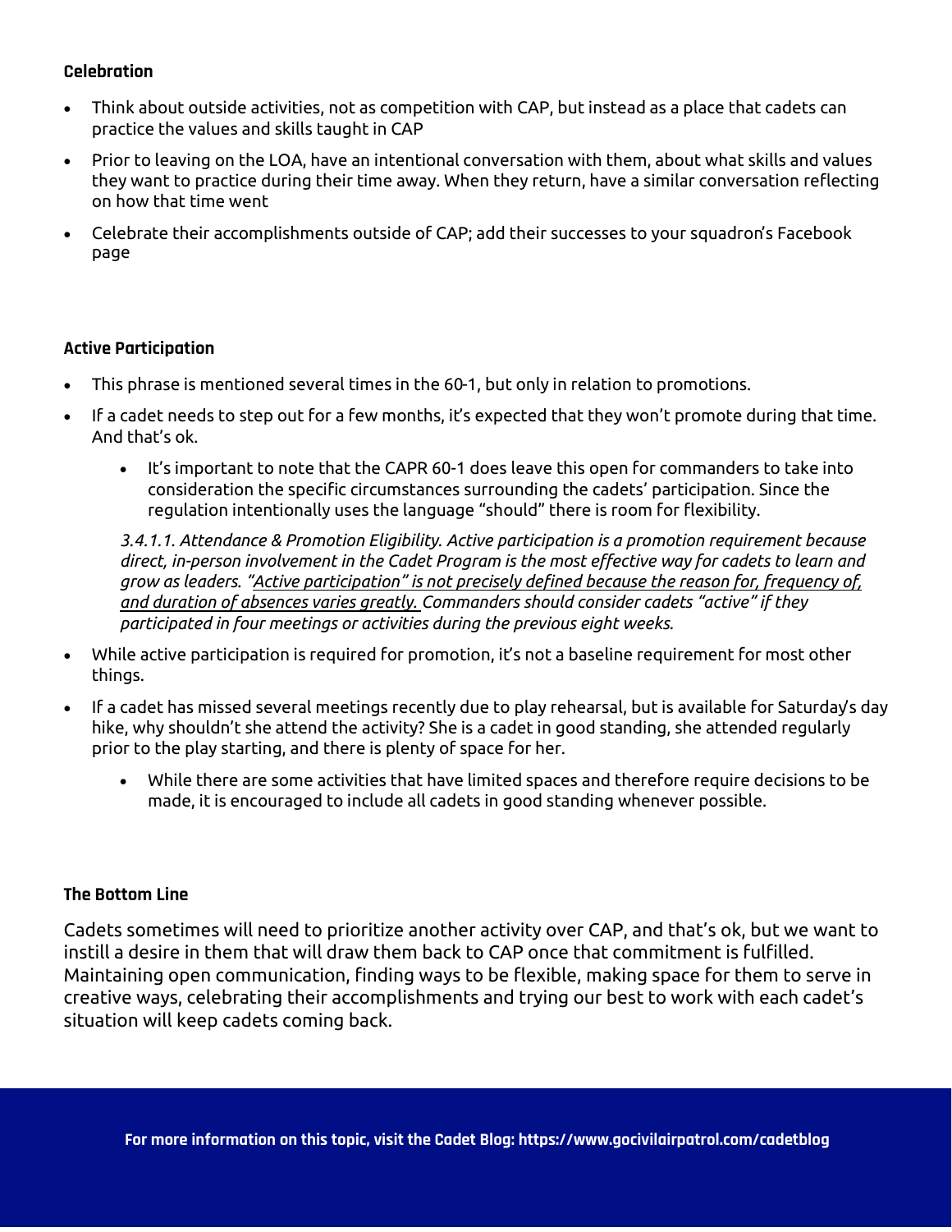**Celebration**

- Think about outside activities, not as competition with CAP, but instead as a place that cadets can practice the values and skills taught in CAP
- Prior to leaving on the LOA, have an intentional conversation with them, about what skills and values they want to practice during their time away. When they return, have a similar conversation reflecting on how that time went
- Celebrate their accomplishments outside of CAP; add their successes to your squadron's Facebook page

**Active Participation**

- This phrase is mentioned several times in the 60-1, but only in relation to promotions.
- If a cadet needs to step out for a few months, it's expected that they won't promote during that time. And that's ok.
    - It's important to note that the CAPR 60-1 does leave this open for commanders to take into consideration the specific circumstances surrounding the cadets' participation. Since the regulation intentionally uses the language "should" there is room for flexibility.

    *3.4.1.1. Attendance & Promotion Eligibility. Active participation is a promotion requirement because direct, in-person involvement in the Cadet Program is the most effective way for cadets to learn and grow as leaders. "<u>Active participation" is not precisely defined because the reason for, frequency of, and duration of absences varies greatly.</u> Commanders should consider cadets "active" if they participated in four meetings or activities during the previous eight weeks.*

- While active participation is required for promotion, it's not a baseline requirement for most other things.
- If a cadet has missed several meetings recently due to play rehearsal, but is available for Saturday's day hike, why shouldn't she attend the activity? She is a cadet in good standing, she attended regularly prior to the play starting, and there is plenty of space for her.
    - While there are some activities that have limited spaces and therefore require decisions to be made, it is encouraged to include all cadets in good standing whenever possible.

**The Bottom Line**

Cadets sometimes will need to prioritize another activity over CAP, and that's ok, but we want to instill a desire in them that will draw them back to CAP once that commitment is fulfilled. Maintaining open communication, finding ways to be flexible, making space for them to serve in creative ways, celebrating their accomplishments and trying our best to work with each cadet's situation will keep cadets coming back.

**For more information on this topic, visit the Cadet Blog: https://www.gocivilairpatrol.com/cadetblog**